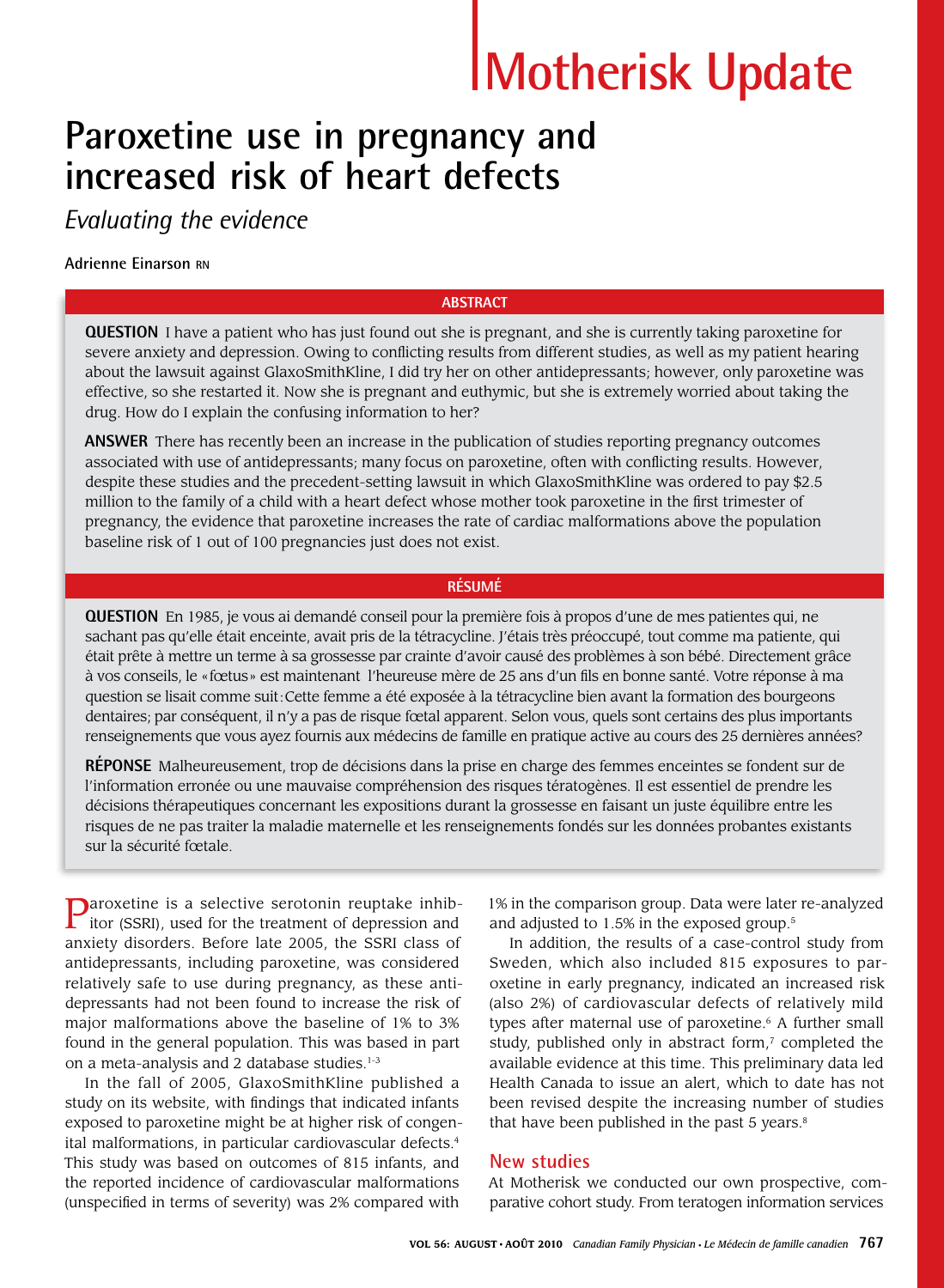# Motherisk Update

# Paroxetine use in pregnancy and increased risk of heart defects

*Evaluating the evidence*

**Adrienne Einarson RN**

## ABSTRACT

**QUESTION** I have a patient who has just found out she is pregnant, and she is currently taking paroxetine for severe anxiety and depression. Owing to conflicting results from different studies, as well as my patient hearing about the lawsuit against GlaxoSmithKline, I did try her on other antidepressants; however, only paroxetine was effective, so she restarted it. Now she is pregnant and euthymic, but she is extremely worried about taking the drug. How do I explain the confusing information to her?

**ANSWER** There has recently been an increase in the publication of studies reporting pregnancy outcomes associated with use of antidepressants; many focus on paroxetine, often with conflicting results. However, despite these studies and the precedent-setting lawsuit in which GlaxoSmithKline was ordered to pay $2.5 million to the family of a child with a heart defect whose mother took paroxetine in the first trimester of pregnancy, the evidence that paroxetine increases the rate of cardiac malformations above the population baseline risk of 1 out of 100 pregnancies just does not exist.

## RÉSUMÉ

**QUESTION** En 1985, je vous ai demandé conseil pour la première fois à propos d'une de mes patientes qui, ne sachant pas qu'elle était enceinte, avait pris de la tétracycline. J'étais très préoccupé, tout comme ma patiente, qui était prête à mettre un terme à sa grossesse par crainte d'avoir causé des problèmes à son bébé. Directement grâce à vos conseils, le «fœtus» est maintenant l'heureuse mère de 25 ans d'un fils en bonne santé. Votre réponse à ma question se lisait comme suit: Cette femme a été exposée à la tétracycline bien avant la formation des bourgeons dentaires; par conséquent, il n'y a pas de risque fœtal apparent. Selon vous, quels sont certains des plus importants renseignements que vous ayez fournis aux médecins de famille en pratique active au cours des 25 dernières années?

**RÉPONSE** Malheureusement, trop de décisions dans la prise en charge des femmes enceintes se fondent sur de l'information erronée ou une mauvaise compréhension des risques tératogènes. Il est essentiel de prendre les décisions thérapeutiques concernant les expositions durant la grossesse en faisant un juste équilibre entre les risques de ne pas traiter la maladie maternelle et les renseignements fondés sur les données probantes existants sur la sécurité fœtale.

Paroxetine is a selective serotonin reuptake inhibitor (SSRI), used for the treatment of depression and anxiety disorders. Before late 2005, the SSRI class of antidepressants, including paroxetine, was considered relatively safe to use during pregnancy, as these antidepressants had not been found to increase the risk of major malformations above the baseline of 1% to 3% found in the general population. This was based in part on a meta-analysis and 2 database studies.[1-3]

In the fall of 2005, GlaxoSmithKline published a study on its website, with findings that indicated infants exposed to paroxetine might be at higher risk of congenital malformations, in particular cardiovascular defects.[4] This study was based on outcomes of 815 infants, and the reported incidence of cardiovascular malformations (unspecified in terms of severity) was 2% compared with 1% in the comparison group. Data were later re-analyzed and adjusted to 1.5% in the exposed group.[5]

In addition, the results of a case-control study from Sweden, which also included 815 exposures to paroxetine in early pregnancy, indicated an increased risk (also 2%) of cardiovascular defects of relatively mild types after maternal use of paroxetine.[6] A further small study, published only in abstract form,[7] completed the available evidence at this time. This preliminary data led Health Canada to issue an alert, which to date has not been revised despite the increasing number of studies that have been published in the past 5 years.[8]

## New studies

At Motherisk we conducted our own prospective, comparative cohort study. From teratogen information services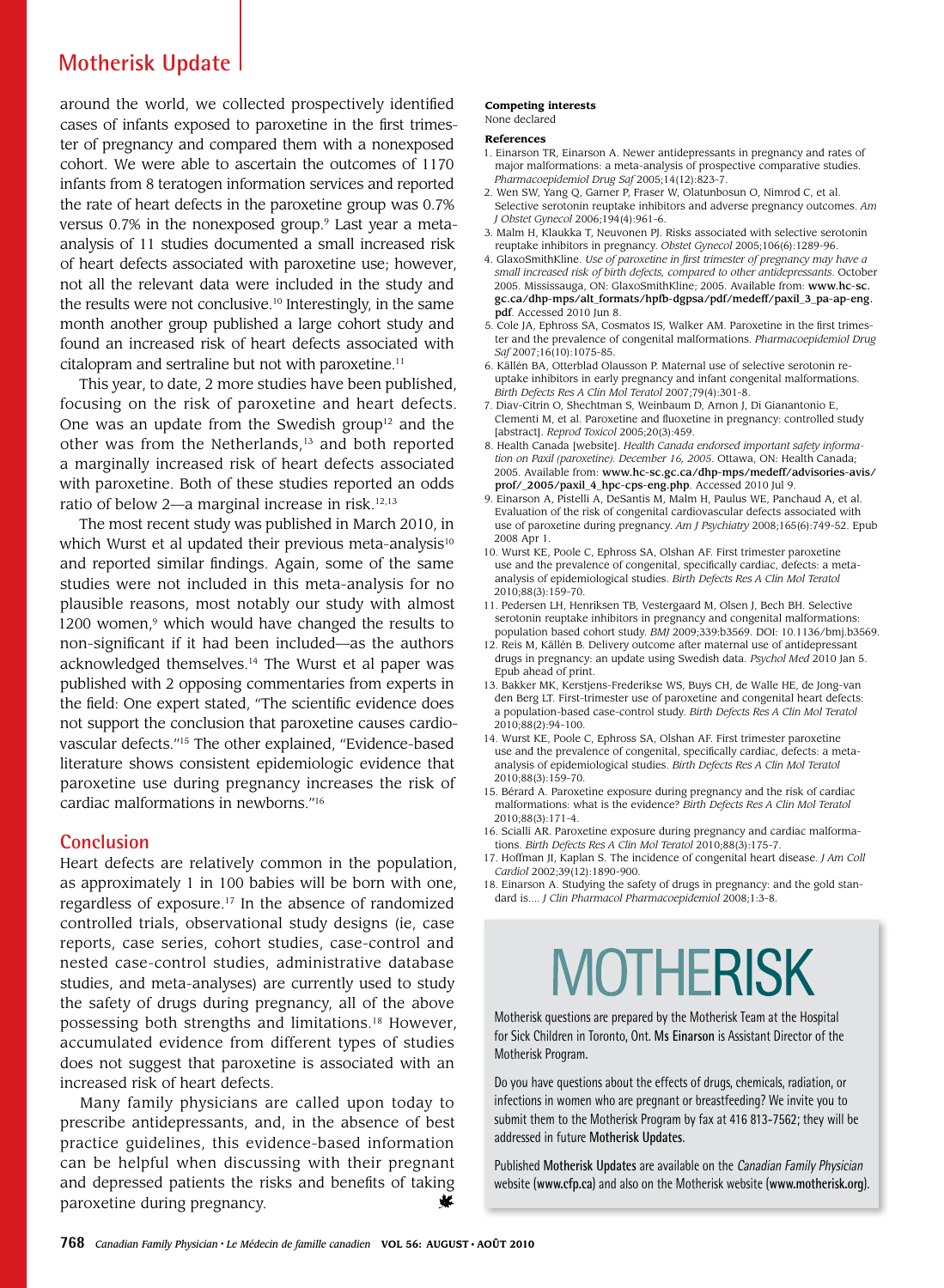around the world, we collected prospectively identified cases of infants exposed to paroxetine in the first trimester of pregnancy and compared them with a nonexposed cohort. We were able to ascertain the outcomes of 1170 infants from 8 teratogen information services and reported the rate of heart defects in the paroxetine group was 0.7% versus 0.7% in the nonexposed group.[9] Last year a meta-analysis of 11 studies documented a small increased risk of heart defects associated with paroxetine use; however, not all the relevant data were included in the study and the results were not conclusive.[10] Interestingly, in the same month another group published a large cohort study and found an increased risk of heart defects associated with citalopram and sertraline but not with paroxetine.[11]

This year, to date, 2 more studies have been published, focusing on the risk of paroxetine and heart defects. One was an update from the Swedish group[12] and the other was from the Netherlands,[13] and both reported a marginally increased risk of heart defects associated with paroxetine. Both of these studies reported an odds ratio of below 2—a marginal increase in risk.[12,13]

The most recent study was published in March 2010, in which Wurst et al updated their previous meta-analysis[10] and reported similar findings. Again, some of the same studies were not included in this meta-analysis for no plausible reasons, most notably our study with almost 1200 women,[9] which would have changed the results to non-significant if it had been included—as the authors acknowledged themselves.[14] The Wurst et al paper was published with 2 opposing commentaries from experts in the field: One expert stated, "The scientific evidence does not support the conclusion that paroxetine causes cardiovascular defects."[15] The other explained, "Evidence-based literature shows consistent epidemiologic evidence that paroxetine use during pregnancy increases the risk of cardiac malformations in newborns."[16]

## Conclusion

Heart defects are relatively common in the population, as approximately 1 in 100 babies will be born with one, regardless of exposure.[17] In the absence of randomized controlled trials, observational study designs (ie, case reports, case series, cohort studies, case-control and nested case-control studies, administrative database studies, and meta-analyses) are currently used to study the safety of drugs during pregnancy, all of the above possessing both strengths and limitations.[18] However, accumulated evidence from different types of studies does not suggest that paroxetine is associated with an increased risk of heart defects.

Many family physicians are called upon today to prescribe antidepressants, and, in the absence of best practice guidelines, this evidence-based information can be helpful when discussing with their pregnant and depressed patients the risks and benefits of taking paroxetine during pregnancy.

**Competing interests**
None declared

**References**

1. Einarson TR, Einarson A. Newer antidepressants in pregnancy and rates of major malformations: a meta-analysis of prospective comparative studies. *Pharmacoepidemiol Drug Saf* 2005;14(12):823-7.
2. Wen SW, Yang Q, Garner P, Fraser W, Olatunbosun O, Nimrod C, et al. Selective serotonin reuptake inhibitors and adverse pregnancy outcomes. *Am J Obstet Gynecol* 2006;194(4):961-6.
3. Malm H, Klaukka T, Neuvonen PJ. Risks associated with selective serotonin reuptake inhibitors in pregnancy. *Obstet Gynecol* 2005;106(6):1289-96.
4. GlaxoSmithKline. *Use of paroxetine in first trimester of pregnancy may have a small increased risk of birth defects, compared to other antidepressants*. October 2005. Mississauga, ON: GlaxoSmithKline; 2005. Available from: **www.hc-sc.gc.ca/dhp-mps/alt_formats/hpfb-dgpsa/pdf/medeff/paxil_3_pa-ap-eng.pdf**. Accessed 2010 Jun 8.
5. Cole JA, Ephross SA, Cosmatos IS, Walker AM. Paroxetine in the first trimester and the prevalence of congenital malformations. *Pharmacoepidemiol Drug Saf* 2007;16(10):1075-85.
6. Källén BA, Otterblad Olausson P. Maternal use of selective serotonin reuptake inhibitors in early pregnancy and infant congenital malformations. *Birth Defects Res A Clin Mol Teratol* 2007;79(4):301-8.
7. Diav-Citrin O, Shechtman S, Weinbaum D, Arnon J, Di Gianantonio E, Clementi M, et al. Paroxetine and fluoxetine in pregnancy: controlled study [abstract]. *Reprod Toxicol* 2005;20(3):459.
8. Health Canada [website]. *Health Canada endorsed important safety information on Paxil (paroxetine). December 16, 2005*. Ottawa, ON: Health Canada; 2005. Available from: **www.hc-sc.gc.ca/dhp-mps/medeff/advisories-avis/prof/_2005/paxil_4_hpc-cps-eng.php**. Accessed 2010 Jul 9.
9. Einarson A, Pistelli A, DeSantis M, Malm H, Paulus WE, Panchaud A, et al. Evaluation of the risk of congenital cardiovascular defects associated with use of paroxetine during pregnancy. *Am J Psychiatry* 2008;165(6):749-52. Epub 2008 Apr 1.
10. Wurst KE, Poole C, Ephross SA, Olshan AF. First trimester paroxetine use and the prevalence of congenital, specifically cardiac, defects: a meta-analysis of epidemiological studies. *Birth Defects Res A Clin Mol Teratol* 2010;88(3):159-70.
11. Pedersen LH, Henriksen TB, Vestergaard M, Olsen J, Bech BH. Selective serotonin reuptake inhibitors in pregnancy and congenital malformations: population based cohort study. *BMJ* 2009;339:b3569. DOI: 10.1136/bmj.b3569.
12. Reis M, Källén B. Delivery outcome after maternal use of antidepressant drugs in pregnancy: an update using Swedish data. *Psychol Med* 2010 Jan 5. Epub ahead of print.
13. Bakker MK, Kerstjens-Frederikse WS, Buys CH, de Walle HE, de Jong-van den Berg LT. First-trimester use of paroxetine and congenital heart defects: a population-based case-control study. *Birth Defects Res A Clin Mol Teratol* 2010;88(2):94-100.
14. Wurst KE, Poole C, Ephross SA, Olshan AF. First trimester paroxetine use and the prevalence of congenital, specifically cardiac, defects: a meta-analysis of epidemiological studies. *Birth Defects Res A Clin Mol Teratol* 2010;88(3):159-70.
15. Bérard A. Paroxetine exposure during pregnancy and the risk of cardiac malformations: what is the evidence? *Birth Defects Res A Clin Mol Teratol* 2010;88(3):171-4.
16. Scialli AR. Paroxetine exposure during pregnancy and cardiac malformations. *Birth Defects Res A Clin Mol Teratol* 2010;88(3):175-7.
17. Hoffman JI, Kaplan S. The incidence of congenital heart disease. *J Am Coll Cardiol* 2002;39(12):1890-900.
18. Einarson A. Studying the safety of drugs in pregnancy: and the gold standard is.... *J Clin Pharmacol Pharmacoepidemiol* 2008;1:3-8.

# MOTHERISK

Motherisk questions are prepared by the Motherisk Team at the Hospital for Sick Children in Toronto, Ont. **Ms Einarson** is Assistant Director of the Motherisk Program.

Do you have questions about the effects of drugs, chemicals, radiation, or infections in women who are pregnant or breastfeeding? We invite you to submit them to the Motherisk Program by fax at 416 813-7562; they will be addressed in future **Motherisk Updates**.

Published **Motherisk Updates** are available on the *Canadian Family Physician* website (**www.cfp.ca**) and also on the Motherisk website (**www.motherisk.org**).